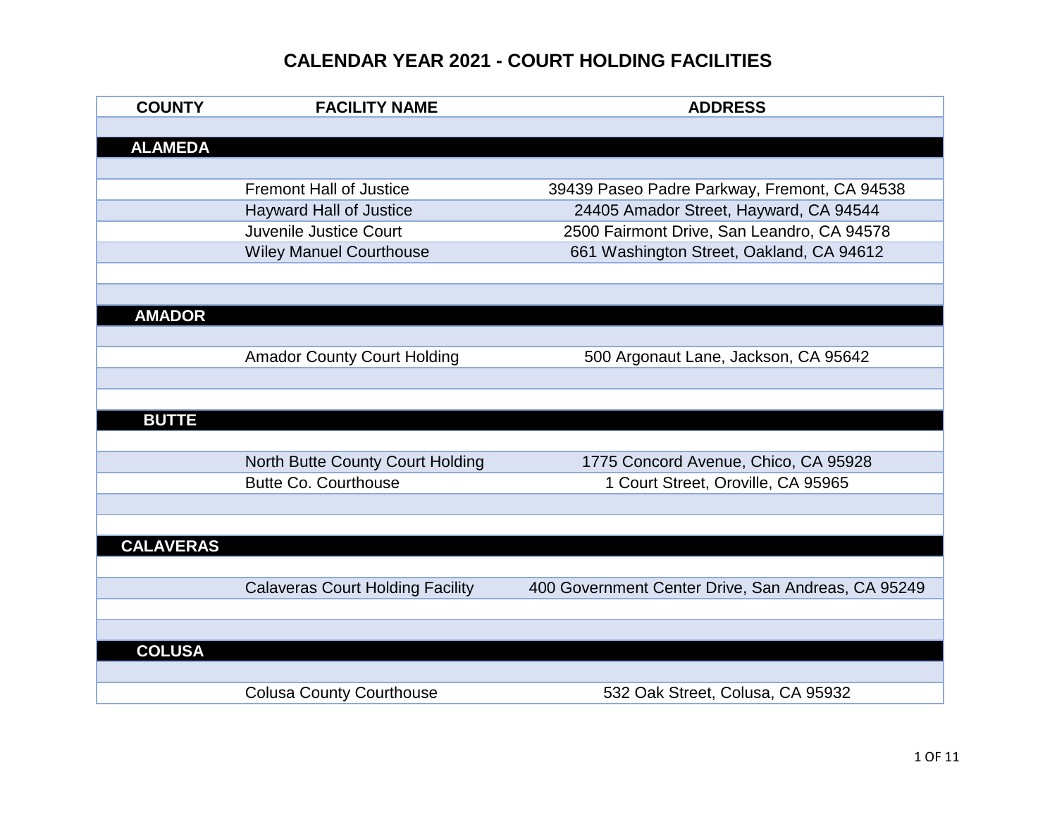# CALENDAR YEAR 2021 - COURT HOLDING FACILITIES

| COUNTY | FACILITY NAME | ADDRESS |
|---|---|---|
| **ALAMEDA** | | |
| | Fremont Hall of Justice | 39439 Paseo Padre Parkway, Fremont, CA 94538 |
| | Hayward Hall of Justice | 24405 Amador Street, Hayward, CA 94544 |
| | Juvenile Justice Court | 2500 Fairmont Drive, San Leandro, CA 94578 |
| | Wiley Manuel Courthouse | 661 Washington Street, Oakland, CA 94612 |
| **AMADOR** | | |
| | Amador County Court Holding | 500 Argonaut Lane, Jackson, CA 95642 |
| **BUTTE** | | |
| | North Butte County Court Holding | 1775 Concord Avenue, Chico, CA 95928 |
| | Butte Co. Courthouse | 1 Court Street, Oroville, CA 95965 |
| **CALAVERAS** | | |
| | Calaveras Court Holding Facility | 400 Government Center Drive, San Andreas, CA 95249 |
| **COLUSA** | | |
| | Colusa County Courthouse | 532 Oak Street, Colusa, CA 95932 |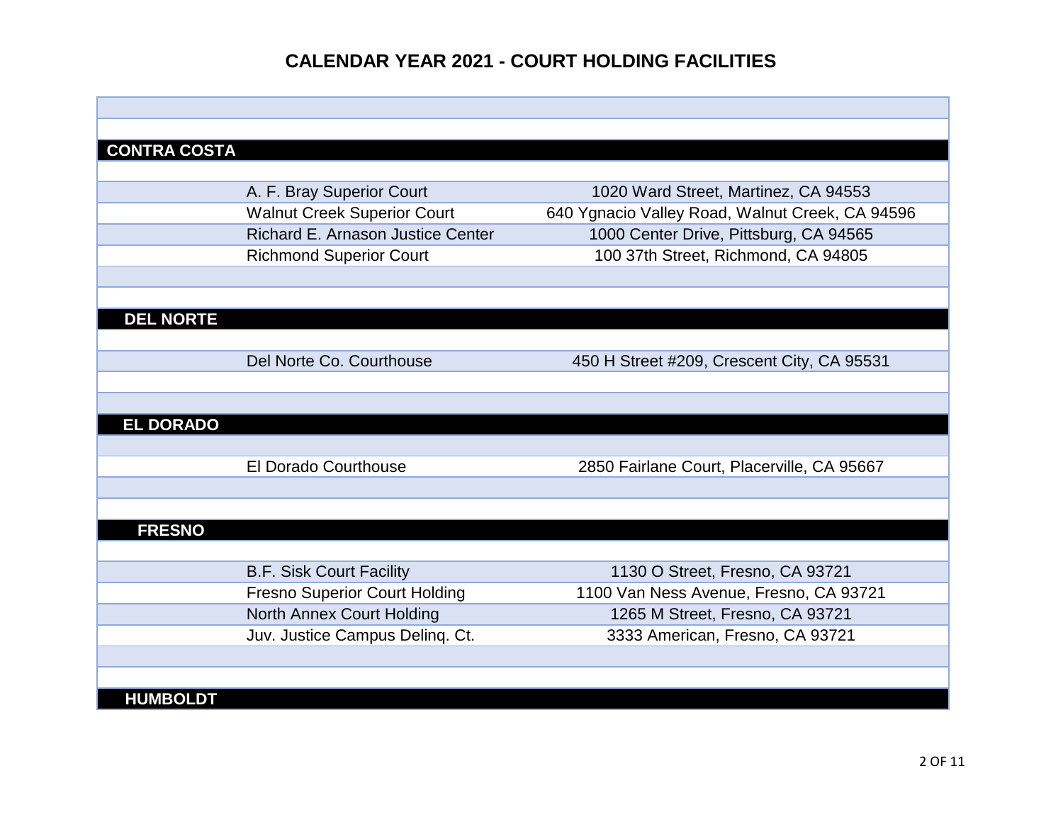# CALENDAR YEAR 2021 - COURT HOLDING FACILITIES

| County | Facility | Address |
|---|---|---|
| **CONTRA COSTA** | | |
| | A. F. Bray Superior Court | 1020 Ward Street, Martinez, CA 94553 |
| | Walnut Creek Superior Court | 640 Ygnacio Valley Road, Walnut Creek, CA 94596 |
| | Richard E. Arnason Justice Center | 1000 Center Drive, Pittsburg, CA 94565 |
| | Richmond Superior Court | 100 37th Street, Richmond, CA 94805 |
| **DEL NORTE** | | |
| | Del Norte Co. Courthouse | 450 H Street #209, Crescent City, CA 95531 |
| **EL DORADO** | | |
| | El Dorado Courthouse | 2850 Fairlane Court, Placerville, CA 95667 |
| **FRESNO** | | |
| | B.F. Sisk Court Facility | 1130 O Street, Fresno, CA 93721 |
| | Fresno Superior Court Holding | 1100 Van Ness Avenue, Fresno, CA 93721 |
| | North Annex Court Holding | 1265 M Street, Fresno, CA 93721 |
| | Juv. Justice Campus Delinq. Ct. | 3333 American, Fresno, CA 93721 |
| **HUMBOLDT** | | |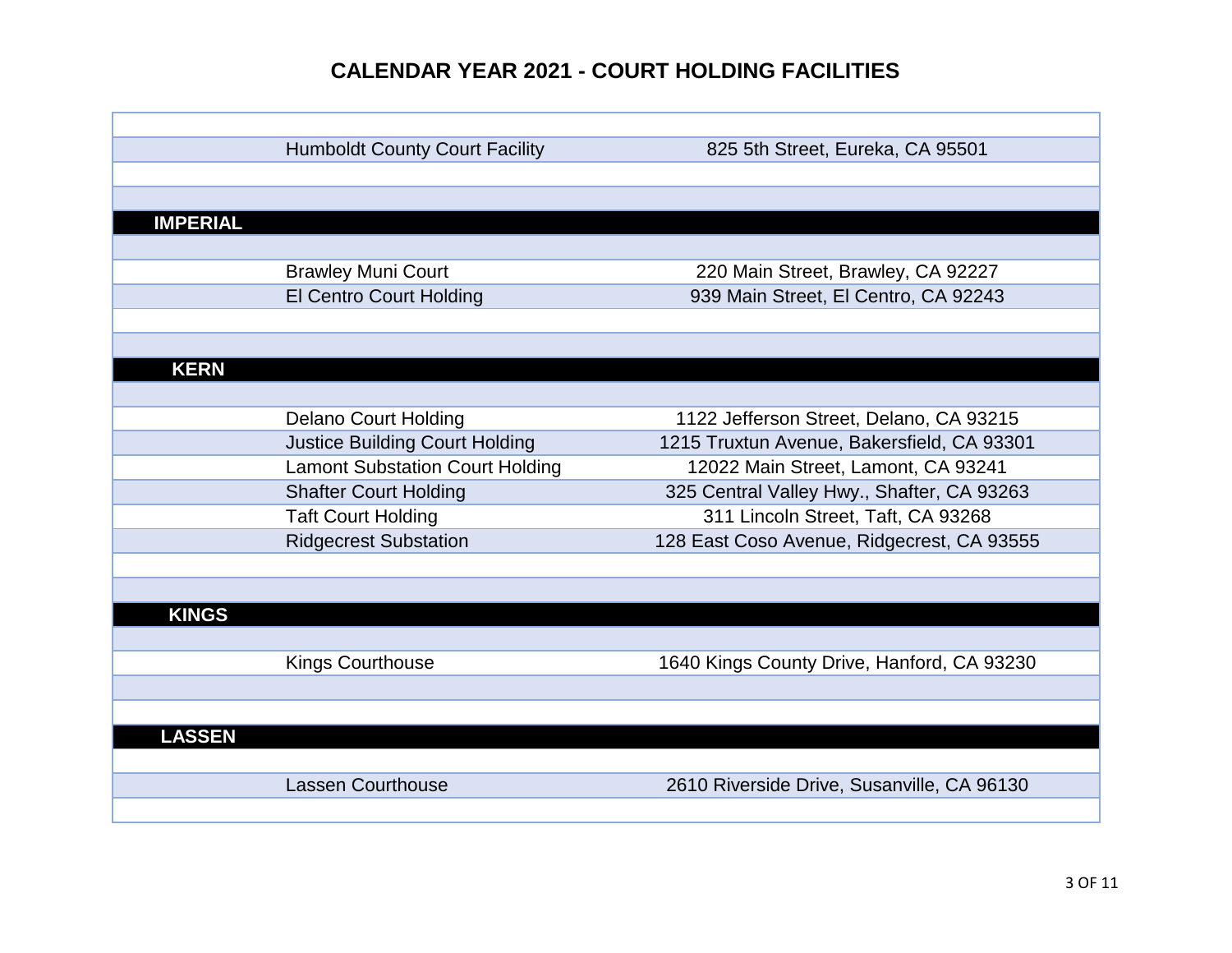# CALENDAR YEAR 2021 - COURT HOLDING FACILITIES

| County | Facility | Address |
|---|---|---|
| | Humboldt County Court Facility | 825 5th Street, Eureka, CA 95501 |
| **IMPERIAL** | | |
| | Brawley Muni Court | 220 Main Street, Brawley, CA 92227 |
| | El Centro Court Holding | 939 Main Street, El Centro, CA 92243 |
| **KERN** | | |
| | Delano Court Holding | 1122 Jefferson Street, Delano, CA 93215 |
| | Justice Building Court Holding | 1215 Truxtun Avenue, Bakersfield, CA 93301 |
| | Lamont Substation Court Holding | 12022 Main Street, Lamont, CA 93241 |
| | Shafter Court Holding | 325 Central Valley Hwy., Shafter, CA 93263 |
| | Taft Court Holding | 311 Lincoln Street, Taft, CA 93268 |
| | Ridgecrest Substation | 128 East Coso Avenue, Ridgecrest, CA 93555 |
| **KINGS** | | |
| | Kings Courthouse | 1640 Kings County Drive, Hanford, CA 93230 |
| **LASSEN** | | |
| | Lassen Courthouse | 2610 Riverside Drive, Susanville, CA 96130 |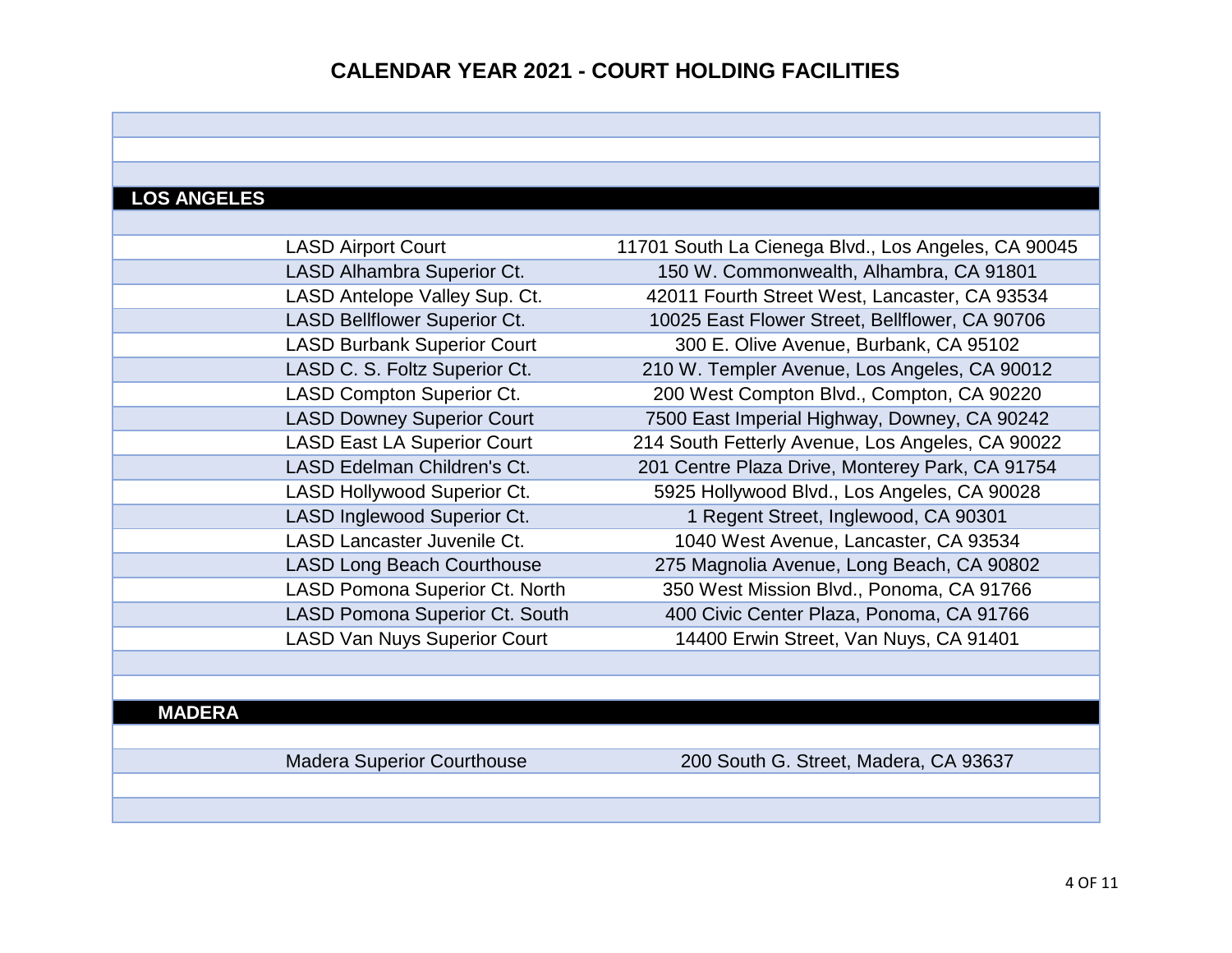# CALENDAR YEAR 2021 - COURT HOLDING FACILITIES

## LOS ANGELES

| Facility | Address |
|---|---|
| LASD Airport Court | 11701 South La Cienega Blvd., Los Angeles, CA 90045 |
| LASD Alhambra Superior Ct. | 150 W. Commonwealth, Alhambra, CA 91801 |
| LASD Antelope Valley Sup. Ct. | 42011 Fourth Street West, Lancaster, CA 93534 |
| LASD Bellflower Superior Ct. | 10025 East Flower Street, Bellflower, CA 90706 |
| LASD Burbank Superior Court | 300 E. Olive Avenue, Burbank, CA 95102 |
| LASD C. S. Foltz Superior Ct. | 210 W. Templer Avenue, Los Angeles, CA 90012 |
| LASD Compton Superior Ct. | 200 West Compton Blvd., Compton, CA 90220 |
| LASD Downey Superior Court | 7500 East Imperial Highway, Downey, CA 90242 |
| LASD East LA Superior Court | 214 South Fetterly Avenue, Los Angeles, CA 90022 |
| LASD Edelman Children's Ct. | 201 Centre Plaza Drive, Monterey Park, CA 91754 |
| LASD Hollywood Superior Ct. | 5925 Hollywood Blvd., Los Angeles, CA 90028 |
| LASD Inglewood Superior Ct. | 1 Regent Street, Inglewood, CA 90301 |
| LASD Lancaster Juvenile Ct. | 1040 West Avenue, Lancaster, CA 93534 |
| LASD Long Beach Courthouse | 275 Magnolia Avenue, Long Beach, CA 90802 |
| LASD Pomona Superior Ct. North | 350 West Mission Blvd., Ponoma, CA 91766 |
| LASD Pomona Superior Ct. South | 400 Civic Center Plaza, Ponoma, CA 91766 |
| LASD Van Nuys Superior Court | 14400 Erwin Street, Van Nuys, CA 91401 |

## MADERA

| Facility | Address |
|---|---|
| Madera Superior Courthouse | 200 South G. Street, Madera, CA 93637 |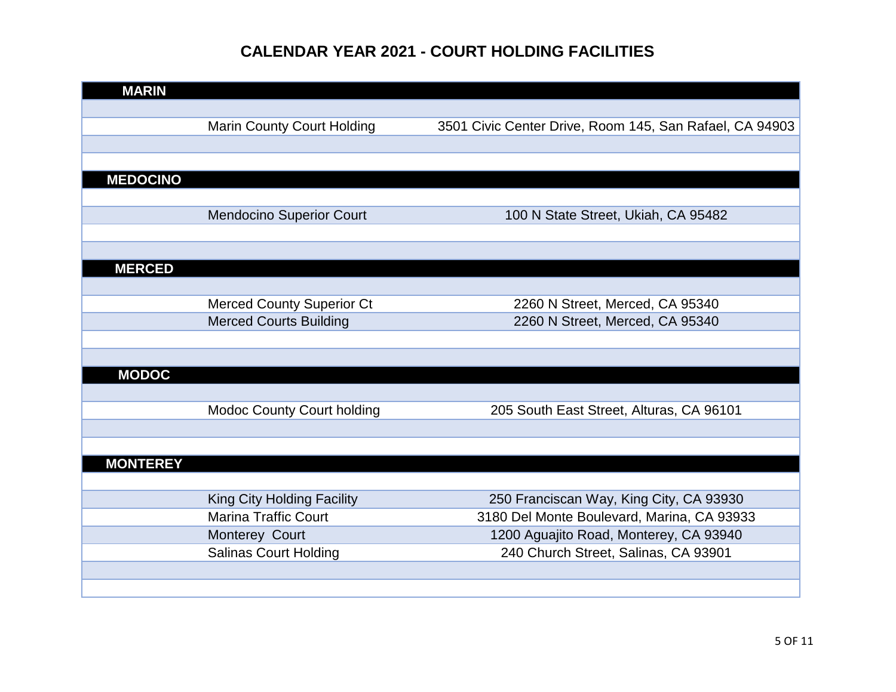# CALENDAR YEAR 2021 - COURT HOLDING FACILITIES

| County | Facility | Address |
|---|---|---|
| **MARIN** | | |
| | Marin County Court Holding | 3501 Civic Center Drive, Room 145, San Rafael, CA 94903 |
| **MEDOCINO** | | |
| | Mendocino Superior Court | 100 N State Street, Ukiah, CA 95482 |
| **MERCED** | | |
| | Merced County Superior Ct | 2260 N Street, Merced, CA 95340 |
| | Merced Courts Building | 2260 N Street, Merced, CA 95340 |
| **MODOC** | | |
| | Modoc County Court holding | 205 South East Street, Alturas, CA 96101 |
| **MONTEREY** | | |
| | King City Holding Facility | 250 Franciscan Way, King City, CA 93930 |
| | Marina Traffic Court | 3180 Del Monte Boulevard, Marina, CA 93933 |
| | Monterey Court | 1200 Aguajito Road, Monterey, CA 93940 |
| | Salinas Court Holding | 240 Church Street, Salinas, CA 93901 |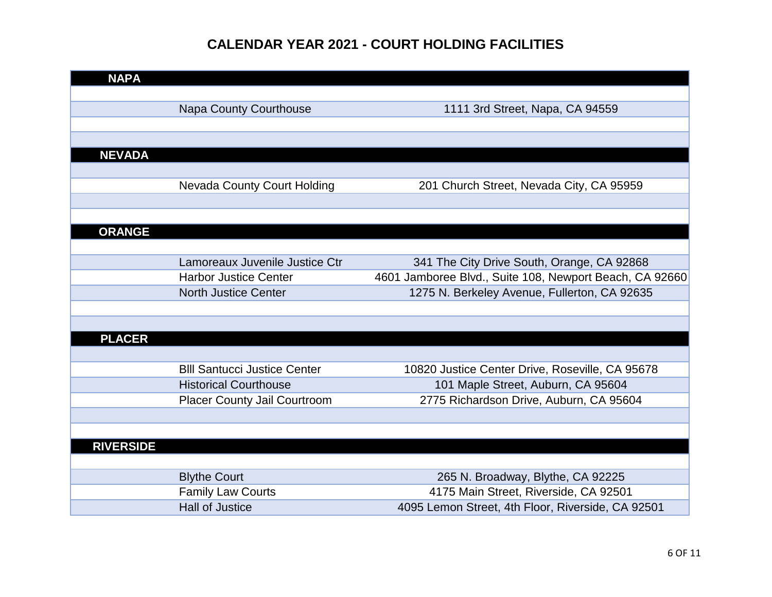# CALENDAR YEAR 2021 - COURT HOLDING FACILITIES

| County | Facility | Address |
|---|---|---|
| **NAPA** | | |
| | Napa County Courthouse | 1111 3rd Street, Napa, CA 94559 |
| **NEVADA** | | |
| | Nevada County Court Holding | 201 Church Street, Nevada City, CA 95959 |
| **ORANGE** | | |
| | Lamoreaux Juvenile Justice Ctr | 341 The City Drive South, Orange, CA 92868 |
| | Harbor Justice Center | 4601 Jamboree Blvd., Suite 108, Newport Beach, CA 92660 |
| | North Justice Center | 1275 N. Berkeley Avenue, Fullerton, CA 92635 |
| **PLACER** | | |
| | BIll Santucci Justice Center | 10820 Justice Center Drive, Roseville, CA 95678 |
| | Historical Courthouse | 101 Maple Street, Auburn, CA 95604 |
| | Placer County Jail Courtroom | 2775 Richardson Drive, Auburn, CA 95604 |
| **RIVERSIDE** | | |
| | Blythe Court | 265 N. Broadway, Blythe, CA 92225 |
| | Family Law Courts | 4175 Main Street, Riverside, CA 92501 |
| | Hall of Justice | 4095 Lemon Street, 4th Floor, Riverside, CA 92501 |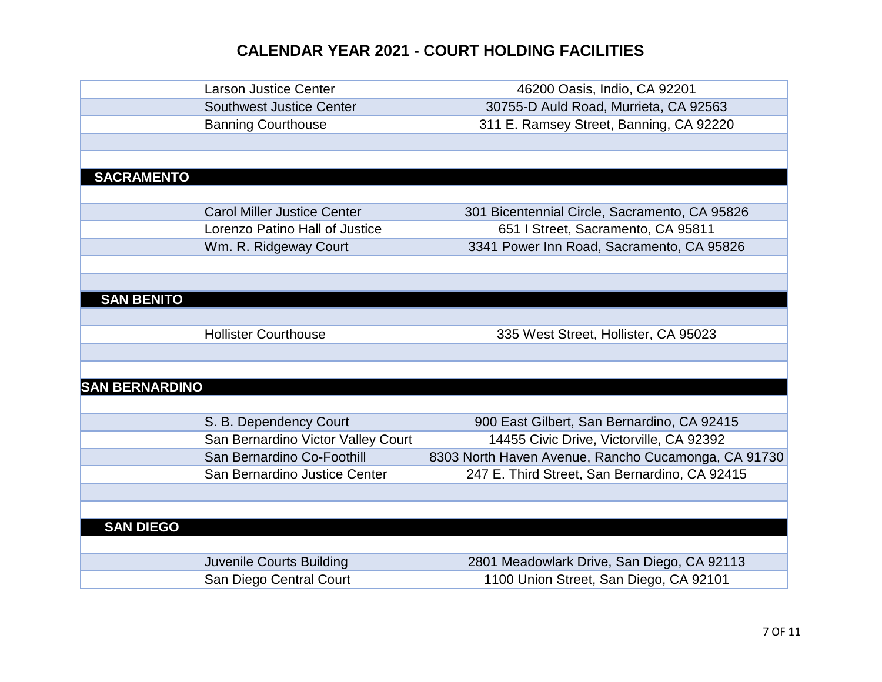# CALENDAR YEAR 2021 - COURT HOLDING FACILITIES

| | | |
|---|---|---|
| | Larson Justice Center | 46200 Oasis, Indio, CA 92201 |
| | Southwest Justice Center | 30755-D Auld Road, Murrieta, CA 92563 |
| | Banning Courthouse | 311 E. Ramsey Street, Banning, CA 92220 |
| | | |
| | | |
| **SACRAMENTO** | | |
| | | |
| | Carol Miller Justice Center | 301 Bicentennial Circle, Sacramento, CA 95826 |
| | Lorenzo Patino Hall of Justice | 651 I Street, Sacramento, CA 95811 |
| | Wm. R. Ridgeway Court | 3341 Power Inn Road, Sacramento, CA 95826 |
| | | |
| | | |
| **SAN BENITO** | | |
| | | |
| | Hollister Courthouse | 335 West Street, Hollister, CA 95023 |
| | | |
| | | |
| **SAN BERNARDINO** | | |
| | | |
| | S. B. Dependency Court | 900 East Gilbert, San Bernardino, CA 92415 |
| | San Bernardino Victor Valley Court | 14455 Civic Drive, Victorville, CA 92392 |
| | San Bernardino Co-Foothill | 8303 North Haven Avenue, Rancho Cucamonga, CA 91730 |
| | San Bernardino Justice Center | 247 E. Third Street, San Bernardino, CA 92415 |
| | | |
| | | |
| **SAN DIEGO** | | |
| | | |
| | Juvenile Courts Building | 2801 Meadowlark Drive, San Diego, CA 92113 |
| | San Diego Central Court | 1100 Union Street, San Diego, CA 92101 |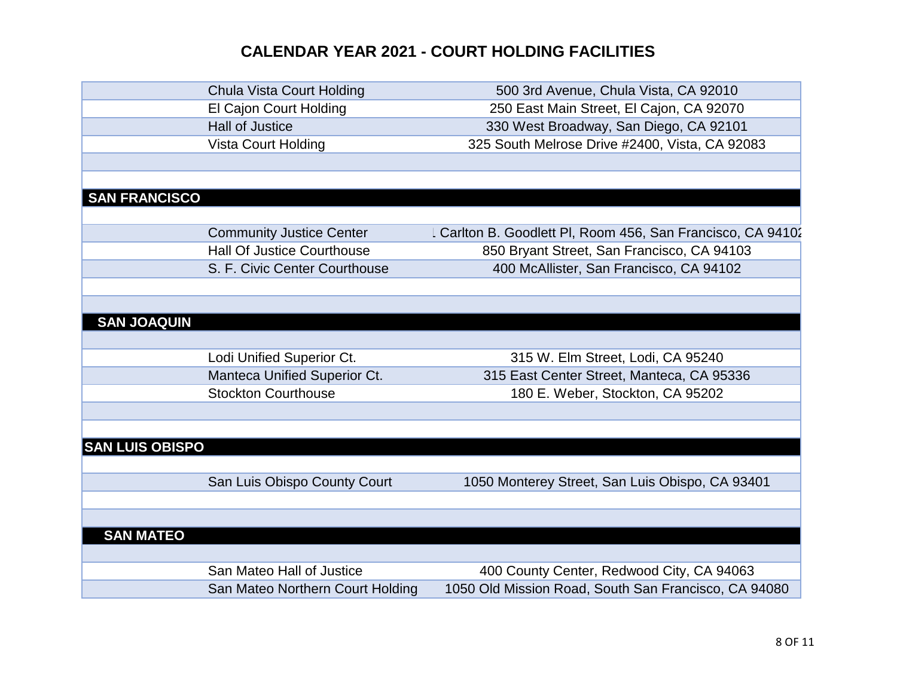# CALENDAR YEAR 2021 - COURT HOLDING FACILITIES

| County | Facility | Address |
|---|---|---|
| | Chula Vista Court Holding | 500 3rd Avenue, Chula Vista, CA 92010 |
| | El Cajon Court Holding | 250 East Main Street, El Cajon, CA 92070 |
| | Hall of Justice | 330 West Broadway, San Diego, CA 92101 |
| | Vista Court Holding | 325 South Melrose Drive #2400, Vista, CA 92083 |
| | | |
| | | |
| **SAN FRANCISCO** | | |
| | | |
| | Community Justice Center | 1 Carlton B. Goodlett Pl, Room 456, San Francisco, CA 94102 |
| | Hall Of Justice Courthouse | 850 Bryant Street, San Francisco, CA 94103 |
| | S. F. Civic Center Courthouse | 400 McAllister, San Francisco, CA 94102 |
| | | |
| | | |
| **SAN JOAQUIN** | | |
| | | |
| | Lodi Unified Superior Ct. | 315 W. Elm Street, Lodi, CA 95240 |
| | Manteca Unified Superior Ct. | 315 East Center Street, Manteca, CA 95336 |
| | Stockton Courthouse | 180 E. Weber, Stockton, CA 95202 |
| | | |
| | | |
| **SAN LUIS OBISPO** | | |
| | | |
| | San Luis Obispo County Court | 1050 Monterey Street, San Luis Obispo, CA 93401 |
| | | |
| | | |
| **SAN MATEO** | | |
| | | |
| | San Mateo Hall of Justice | 400 County Center, Redwood City, CA 94063 |
| | San Mateo Northern Court Holding | 1050 Old Mission Road, South San Francisco, CA 94080 |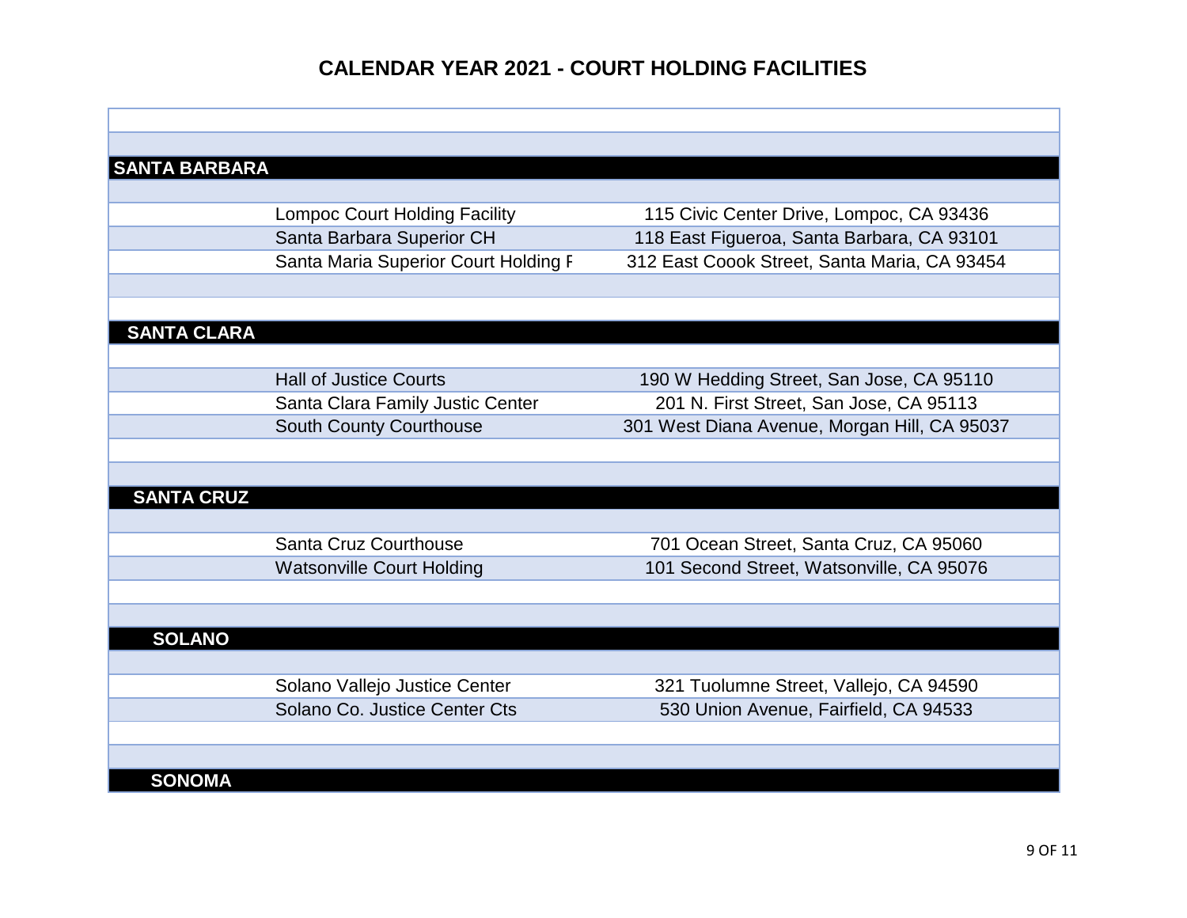# CALENDAR YEAR 2021 - COURT HOLDING FACILITIES

| County | Facility | Address |
|---|---|---|
| **SANTA BARBARA** | | |
| | Lompoc Court Holding Facility | 115 Civic Center Drive, Lompoc, CA 93436 |
| | Santa Barbara Superior CH | 118 East Figueroa, Santa Barbara, CA 93101 |
| | Santa Maria Superior Court Holding F | 312 East Coook Street, Santa Maria, CA 93454 |
| **SANTA CLARA** | | |
| | Hall of Justice Courts | 190 W Hedding Street, San Jose, CA 95110 |
| | Santa Clara Family Justic Center | 201 N. First Street, San Jose, CA 95113 |
| | South County Courthouse | 301 West Diana Avenue, Morgan Hill, CA 95037 |
| **SANTA CRUZ** | | |
| | Santa Cruz Courthouse | 701 Ocean Street, Santa Cruz, CA 95060 |
| | Watsonville Court Holding | 101 Second Street, Watsonville, CA 95076 |
| **SOLANO** | | |
| | Solano Vallejo Justice Center | 321 Tuolumne Street, Vallejo, CA 94590 |
| | Solano Co. Justice Center Cts | 530 Union Avenue, Fairfield, CA 94533 |
| **SONOMA** | | |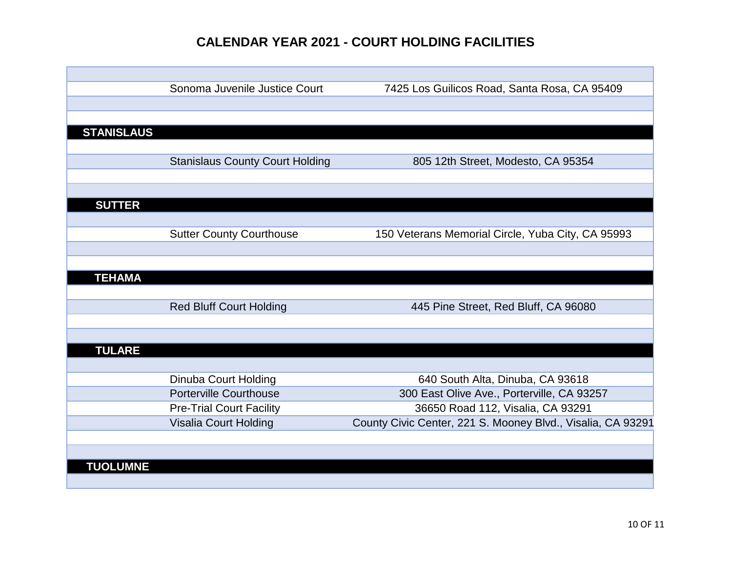# CALENDAR YEAR 2021 - COURT HOLDING FACILITIES

| County | Facility | Address |
|---|---|---|
| | Sonoma Juvenile Justice Court | 7425 Los Guilicos Road, Santa Rosa, CA 95409 |
| **STANISLAUS** | | |
| | Stanislaus County Court Holding | 805 12th Street, Modesto, CA 95354 |
| **SUTTER** | | |
| | Sutter County Courthouse | 150 Veterans Memorial Circle, Yuba City, CA 95993 |
| **TEHAMA** | | |
| | Red Bluff Court Holding | 445 Pine Street, Red Bluff, CA 96080 |
| **TULARE** | | |
| | Dinuba Court Holding | 640 South Alta, Dinuba, CA 93618 |
| | Porterville Courthouse | 300 East Olive Ave., Porterville, CA 93257 |
| | Pre-Trial Court Facility | 36650 Road 112, Visalia, CA 93291 |
| | Visalia Court Holding | County Civic Center, 221 S. Mooney Blvd., Visalia, CA 93291 |
| **TUOLUMNE** | | |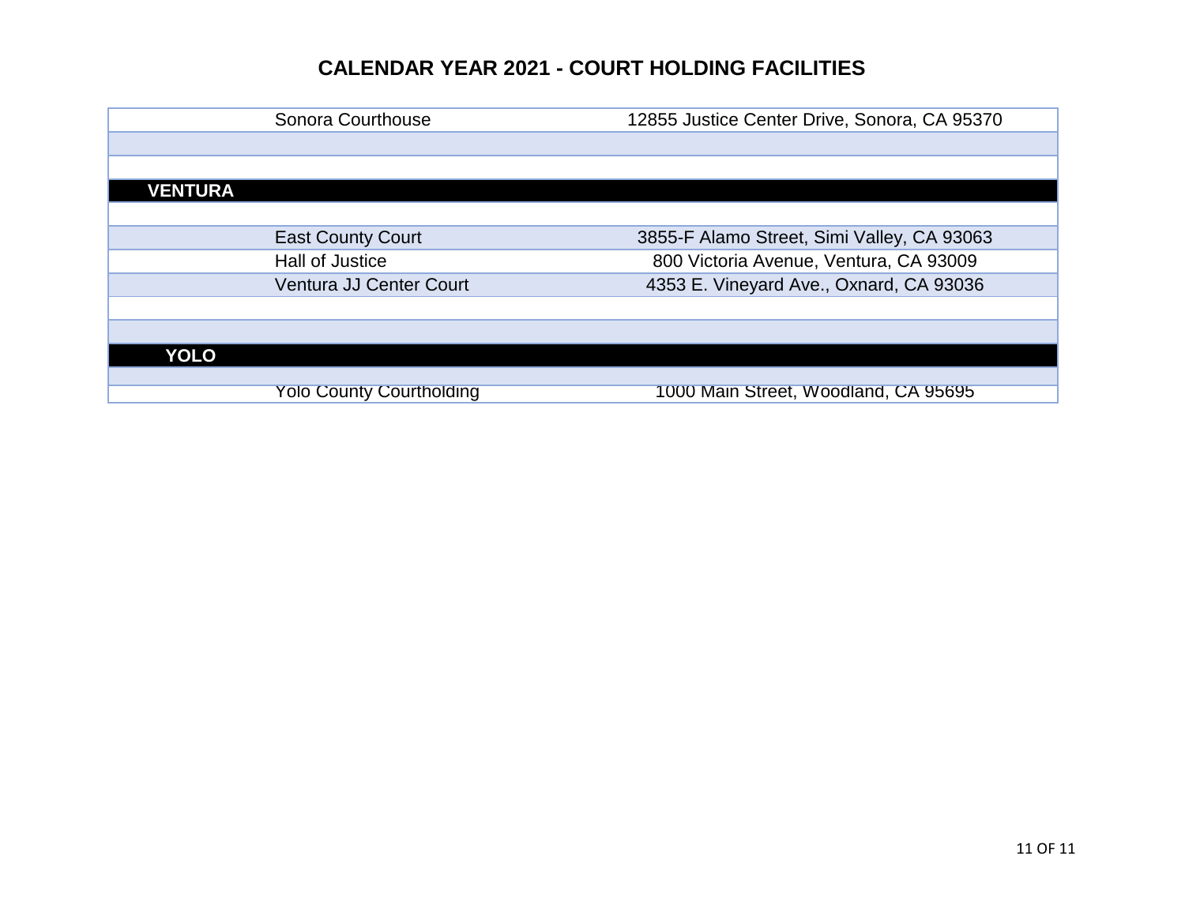# CALENDAR YEAR 2021 - COURT HOLDING FACILITIES

| | | |
|---|---|---|
| | Sonora Courthouse | 12855 Justice Center Drive, Sonora, CA 95370 |
| | | |
| | | |
| **VENTURA** | | |
| | | |
| | East County Court | 3855-F Alamo Street, Simi Valley, CA 93063 |
| | Hall of Justice | 800 Victoria Avenue, Ventura, CA 93009 |
| | Ventura JJ Center Court | 4353 E. Vineyard Ave., Oxnard, CA 93036 |
| | | |
| | | |
| **YOLO** | | |
| | | |
| | Yolo County Courtholding | 1000 Main Street, Woodland, CA 95695 |